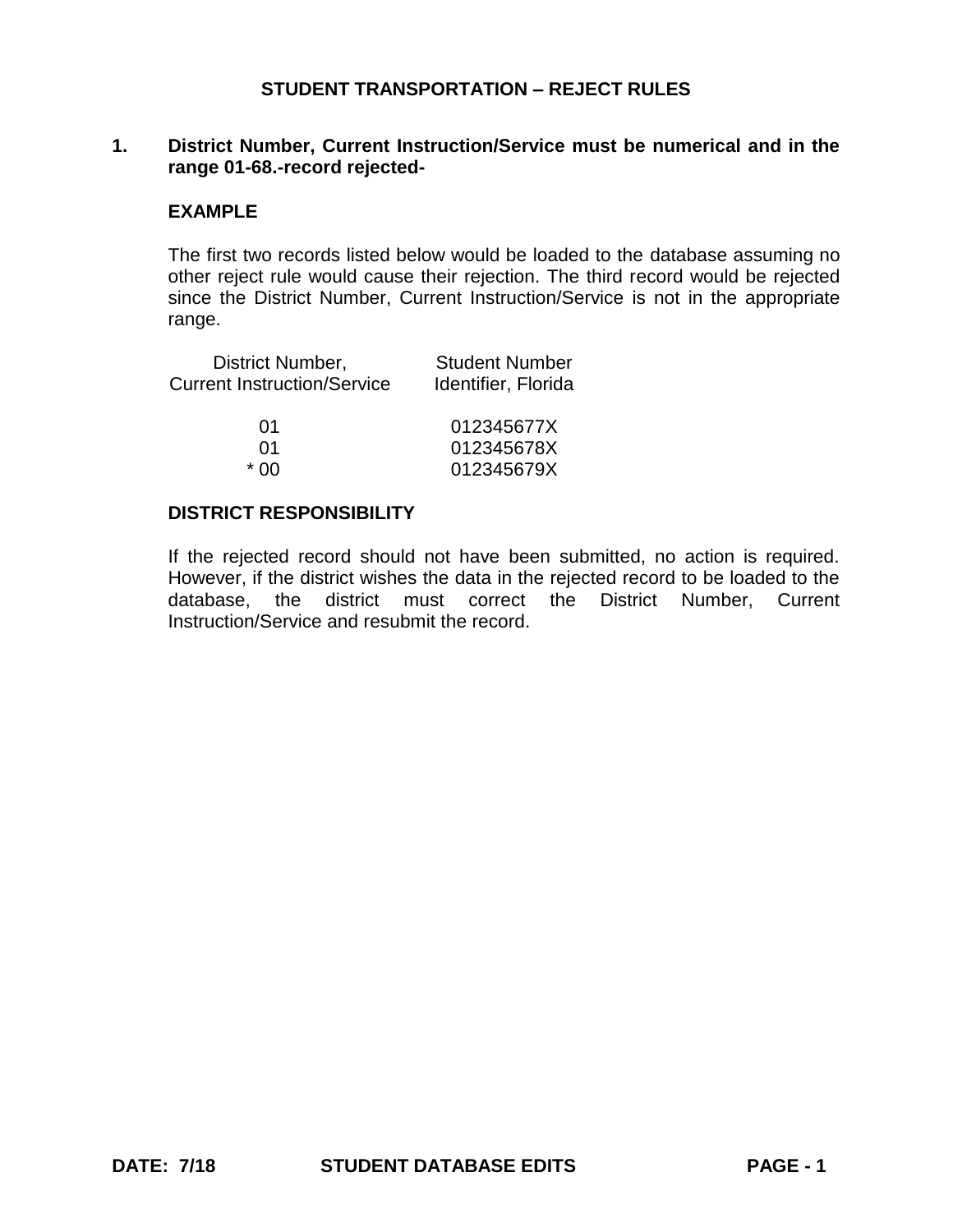# STUDENT TRANSPORTATION – REJECT RULES

**1. District Number, Current Instruction/Service must be numerical and in the range 01-68.-record rejected-**

**EXAMPLE**

The first two records listed below would be loaded to the database assuming no other reject rule would cause their rejection. The third record would be rejected since the District Number, Current Instruction/Service is not in the appropriate range.

| District Number, Current Instruction/Service | Student Number Identifier, Florida |
|---|---|
| 01 | 012345677X |
| 01 | 012345678X |
| * 00 | 012345679X |

**DISTRICT RESPONSIBILITY**

If the rejected record should not have been submitted, no action is required. However, if the district wishes the data in the rejected record to be loaded to the database, the district must correct the District Number, Current Instruction/Service and resubmit the record.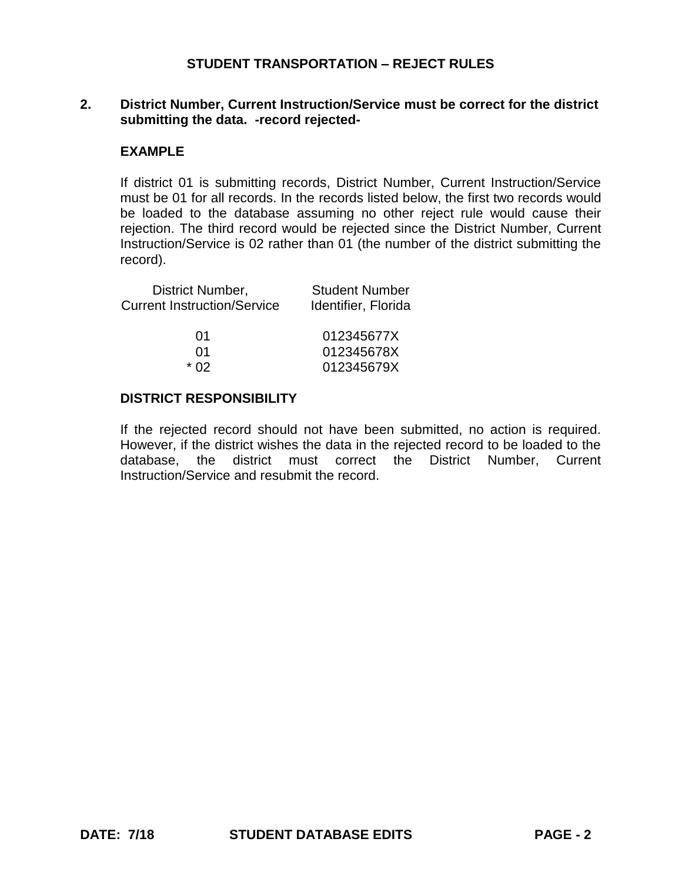# STUDENT TRANSPORTATION – REJECT RULES

**2. District Number, Current Instruction/Service must be correct for the district submitting the data. -record rejected-**

**EXAMPLE**

If district 01 is submitting records, District Number, Current Instruction/Service must be 01 for all records. In the records listed below, the first two records would be loaded to the database assuming no other reject rule would cause their rejection. The third record would be rejected since the District Number, Current Instruction/Service is 02 rather than 01 (the number of the district submitting the record).

| District Number, Current Instruction/Service | Student Number Identifier, Florida |
|---|---|
| 01 | 012345677X |
| 01 | 012345678X |
| * 02 | 012345679X |

**DISTRICT RESPONSIBILITY**

If the rejected record should not have been submitted, no action is required. However, if the district wishes the data in the rejected record to be loaded to the database, the district must correct the District Number, Current Instruction/Service and resubmit the record.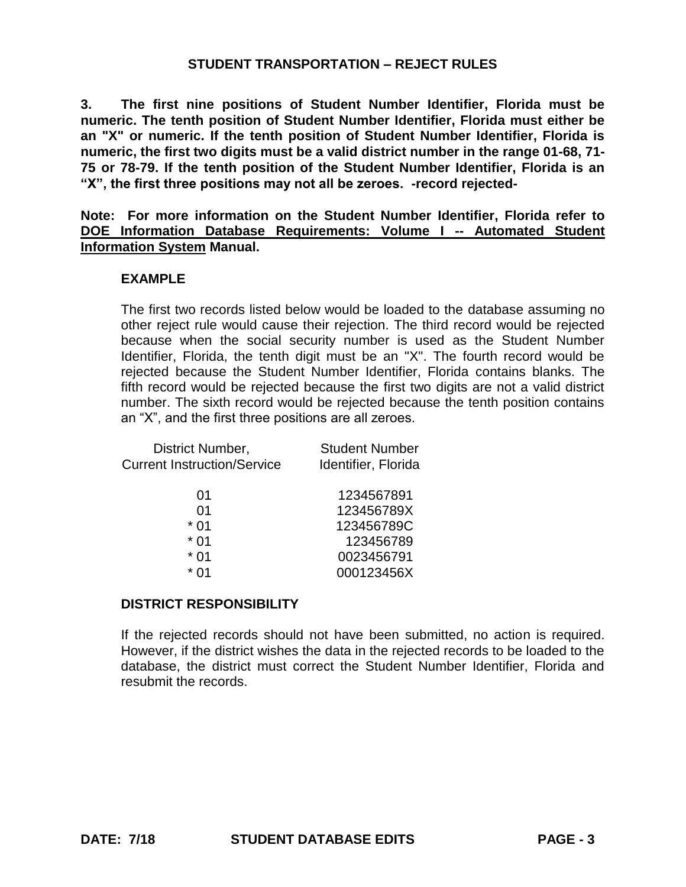**3. The first nine positions of Student Number Identifier, Florida must be numeric. The tenth position of Student Number Identifier, Florida must either be an "X" or numeric. If the tenth position of Student Number Identifier, Florida is numeric, the first two digits must be a valid district number in the range 01-68, 71-75 or 78-79. If the tenth position of the Student Number Identifier, Florida is an "X", the first three positions may not all be zeroes. -record rejected-**

**Note: For more information on the Student Number Identifier, Florida refer to <u>DOE Information Database Requirements: Volume I -- Automated Student Information System</u> Manual.**

**EXAMPLE**

The first two records listed below would be loaded to the database assuming no other reject rule would cause their rejection. The third record would be rejected because when the social security number is used as the Student Number Identifier, Florida, the tenth digit must be an "X". The fourth record would be rejected because the Student Number Identifier, Florida contains blanks. The fifth record would be rejected because the first two digits are not a valid district number. The sixth record would be rejected because the tenth position contains an "X", and the first three positions are all zeroes.

| District Number, Current Instruction/Service | Student Number Identifier, Florida |
|---|---|
| 01 | 1234567891 |
| 01 | 123456789X |
| * 01 | 123456789C |
| * 01 | 123456789 |
| * 01 | 0023456791 |
| * 01 | 000123456X |

**DISTRICT RESPONSIBILITY**

If the rejected records should not have been submitted, no action is required. However, if the district wishes the data in the rejected records to be loaded to the database, the district must correct the Student Number Identifier, Florida and resubmit the records.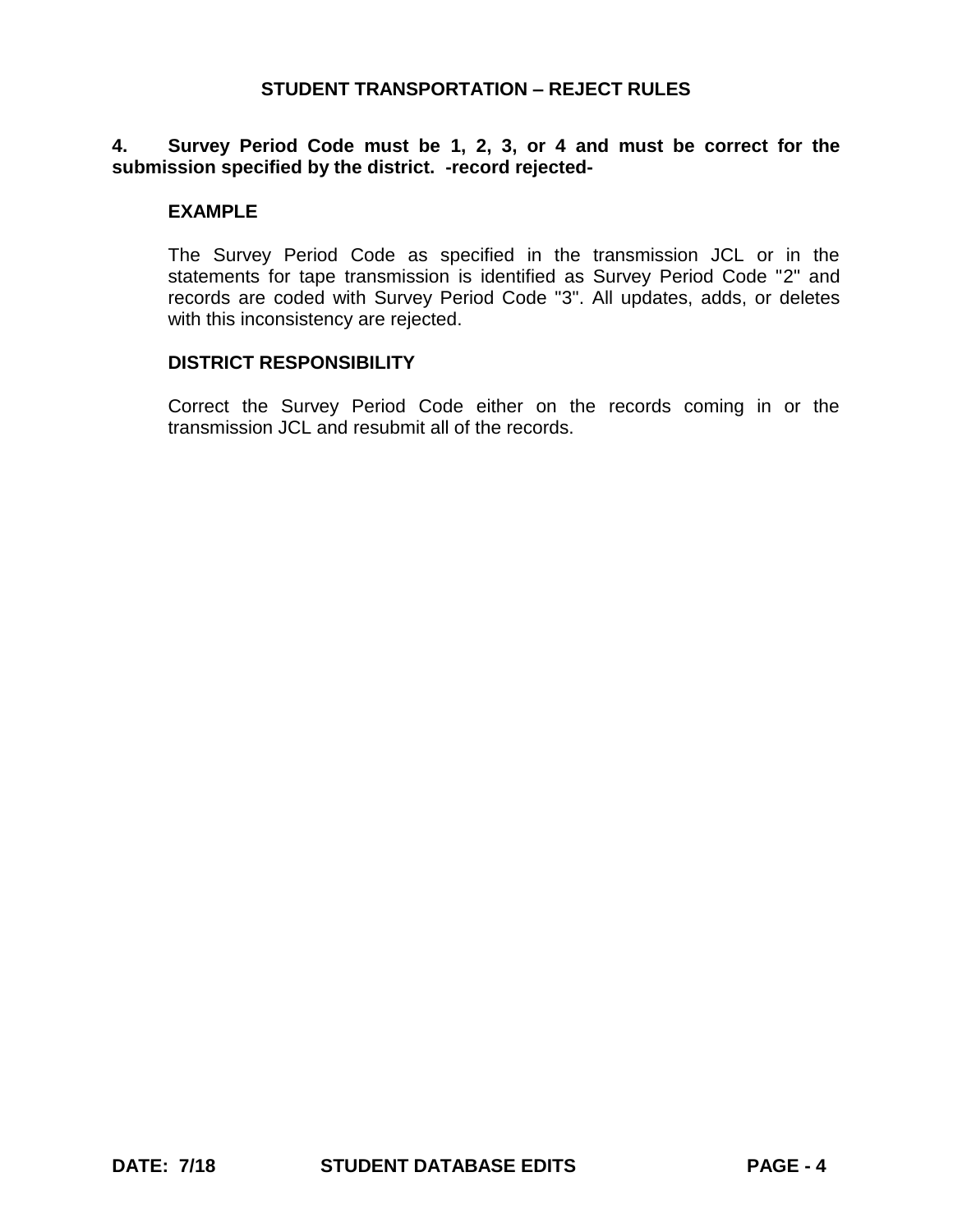# STUDENT TRANSPORTATION – REJECT RULES

**4. Survey Period Code must be 1, 2, 3, or 4 and must be correct for the submission specified by the district. -record rejected-**

**EXAMPLE**

The Survey Period Code as specified in the transmission JCL or in the statements for tape transmission is identified as Survey Period Code "2" and records are coded with Survey Period Code "3". All updates, adds, or deletes with this inconsistency are rejected.

**DISTRICT RESPONSIBILITY**

Correct the Survey Period Code either on the records coming in or the transmission JCL and resubmit all of the records.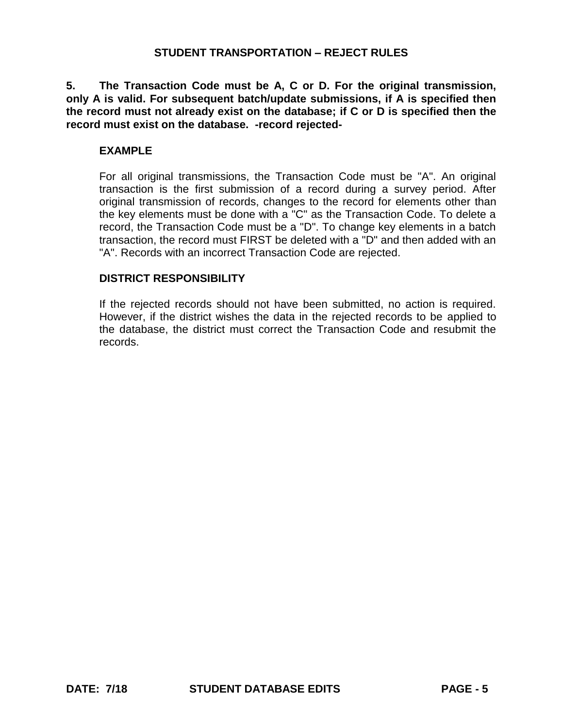**5. The Transaction Code must be A, C or D. For the original transmission, only A is valid. For subsequent batch/update submissions, if A is specified then the record must not already exist on the database; if C or D is specified then the record must exist on the database. -record rejected-**

**EXAMPLE**

For all original transmissions, the Transaction Code must be "A". An original transaction is the first submission of a record during a survey period. After original transmission of records, changes to the record for elements other than the key elements must be done with a "C" as the Transaction Code. To delete a record, the Transaction Code must be a "D". To change key elements in a batch transaction, the record must FIRST be deleted with a "D" and then added with an "A". Records with an incorrect Transaction Code are rejected.

**DISTRICT RESPONSIBILITY**

If the rejected records should not have been submitted, no action is required. However, if the district wishes the data in the rejected records to be applied to the database, the district must correct the Transaction Code and resubmit the records.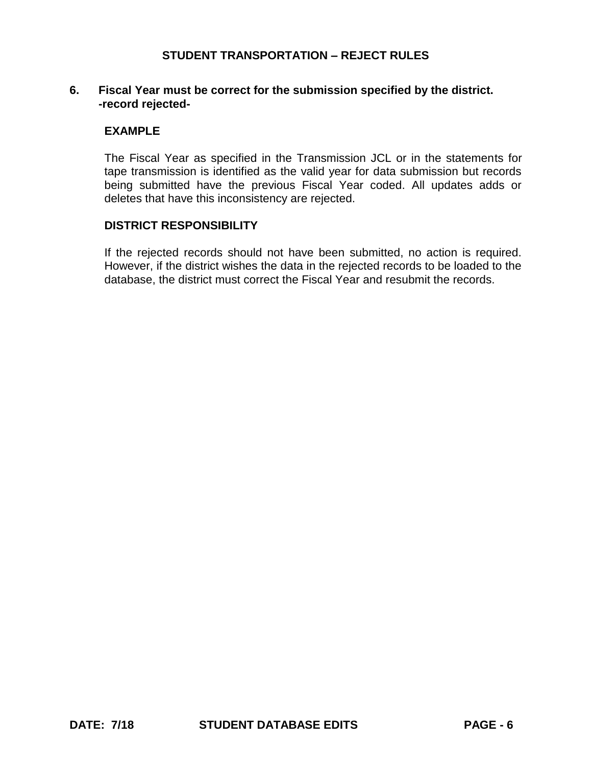**6. Fiscal Year must be correct for the submission specified by the district. -record rejected-**

**EXAMPLE**

The Fiscal Year as specified in the Transmission JCL or in the statements for tape transmission is identified as the valid year for data submission but records being submitted have the previous Fiscal Year coded. All updates adds or deletes that have this inconsistency are rejected.

**DISTRICT RESPONSIBILITY**

If the rejected records should not have been submitted, no action is required. However, if the district wishes the data in the rejected records to be loaded to the database, the district must correct the Fiscal Year and resubmit the records.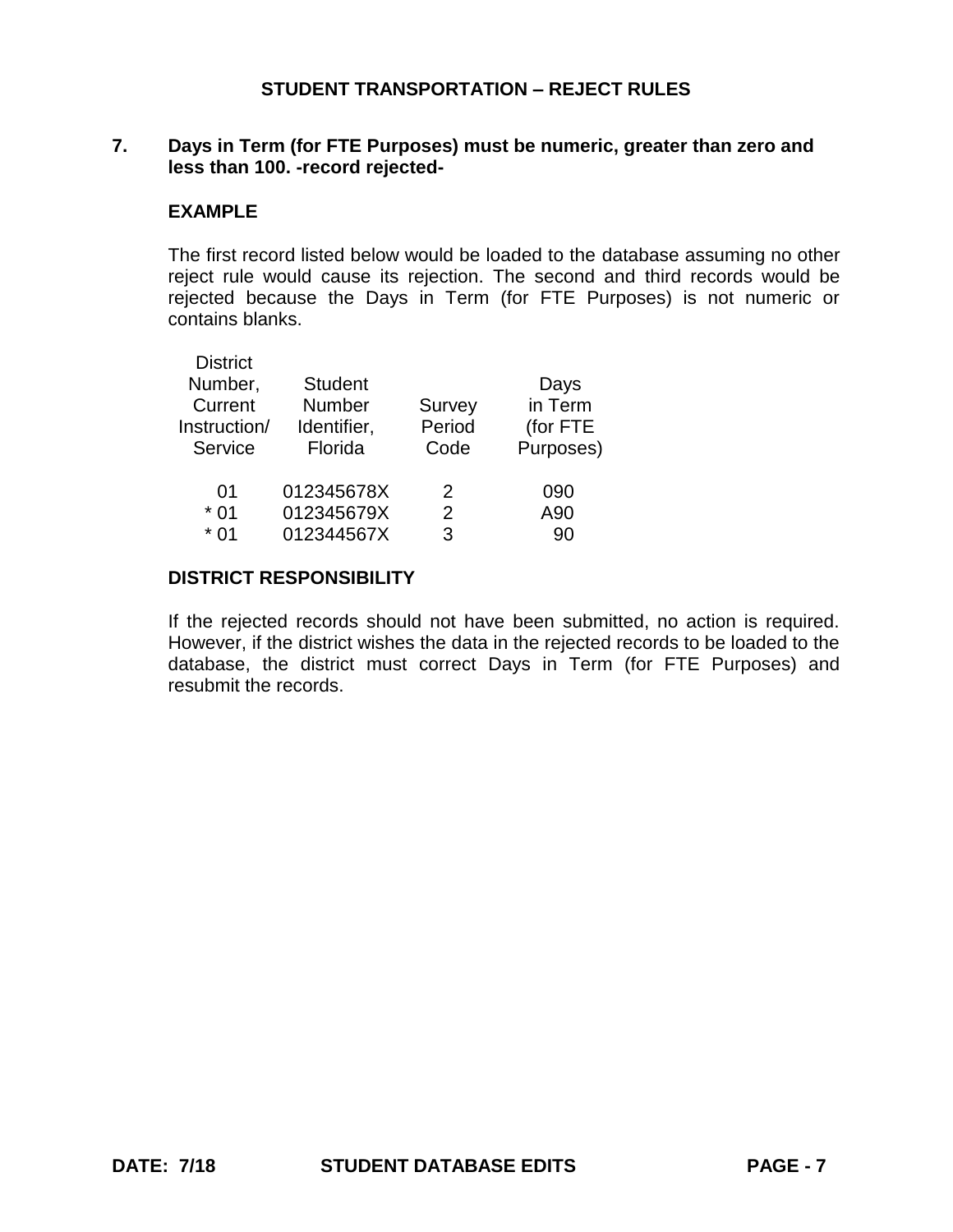# STUDENT TRANSPORTATION – REJECT RULES

**7. Days in Term (for FTE Purposes) must be numeric, greater than zero and less than 100. -record rejected-**

**EXAMPLE**

The first record listed below would be loaded to the database assuming no other reject rule would cause its rejection. The second and third records would be rejected because the Days in Term (for FTE Purposes) is not numeric or contains blanks.

| District Number, Current Instruction/ Service | Student Number Identifier, Florida | Survey Period Code | Days in Term (for FTE Purposes) |
|---|---|---|---|
| 01 | 012345678X | 2 | 090 |
| * 01 | 012345679X | 2 | A90 |
| * 01 | 012344567X | 3 | 90 |

**DISTRICT RESPONSIBILITY**

If the rejected records should not have been submitted, no action is required. However, if the district wishes the data in the rejected records to be loaded to the database, the district must correct Days in Term (for FTE Purposes) and resubmit the records.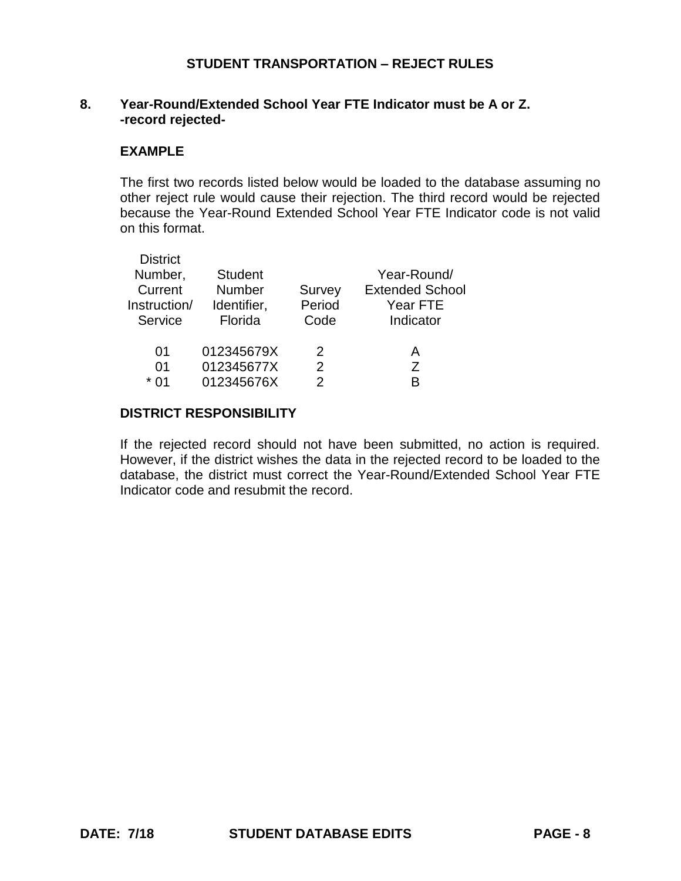## STUDENT TRANSPORTATION – REJECT RULES

**8. Year-Round/Extended School Year FTE Indicator must be A or Z. -record rejected-**

**EXAMPLE**

The first two records listed below would be loaded to the database assuming no other reject rule would cause their rejection. The third record would be rejected because the Year-Round Extended School Year FTE Indicator code is not valid on this format.

| District Number, Current Instruction/ Service | Student Number Identifier, Florida | Survey Period Code | Year-Round/ Extended School Year FTE Indicator |
|---|---|---|---|
| 01 | 012345679X | 2 | A |
| 01 | 012345677X | 2 | Z |
| * 01 | 012345676X | 2 | B |

**DISTRICT RESPONSIBILITY**

If the rejected record should not have been submitted, no action is required. However, if the district wishes the data in the rejected record to be loaded to the database, the district must correct the Year-Round/Extended School Year FTE Indicator code and resubmit the record.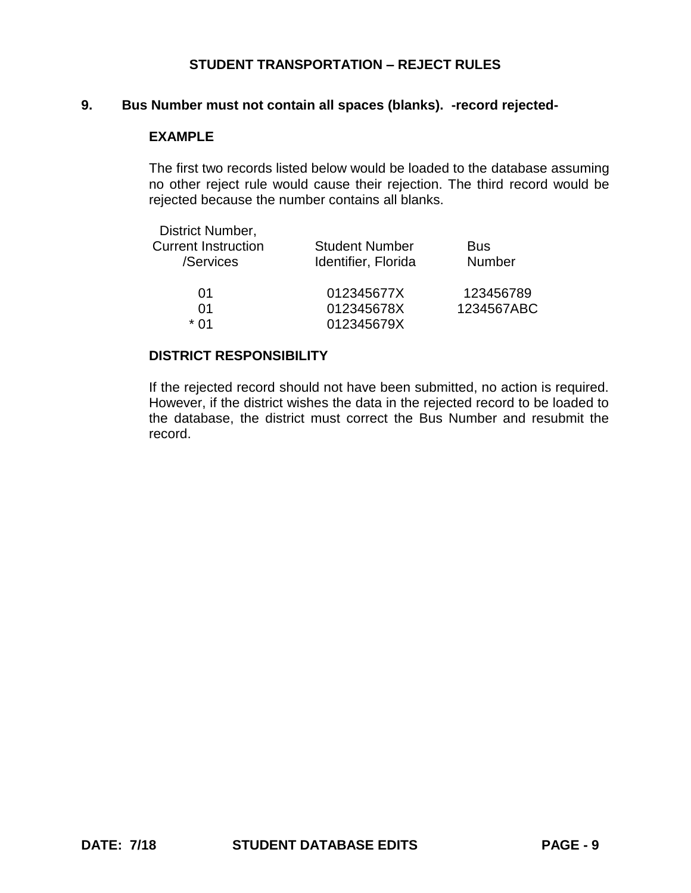## STUDENT TRANSPORTATION – REJECT RULES

**9. Bus Number must not contain all spaces (blanks). -record rejected-**

**EXAMPLE**

The first two records listed below would be loaded to the database assuming no other reject rule would cause their rejection. The third record would be rejected because the number contains all blanks.

| District Number, Current Instruction /Services | Student Number Identifier, Florida | Bus Number |
|---|---|---|
| 01 | 012345677X | 123456789 |
| 01 | 012345678X | 1234567ABC |
| * 01 | 012345679X | |

**DISTRICT RESPONSIBILITY**

If the rejected record should not have been submitted, no action is required. However, if the district wishes the data in the rejected record to be loaded to the database, the district must correct the Bus Number and resubmit the record.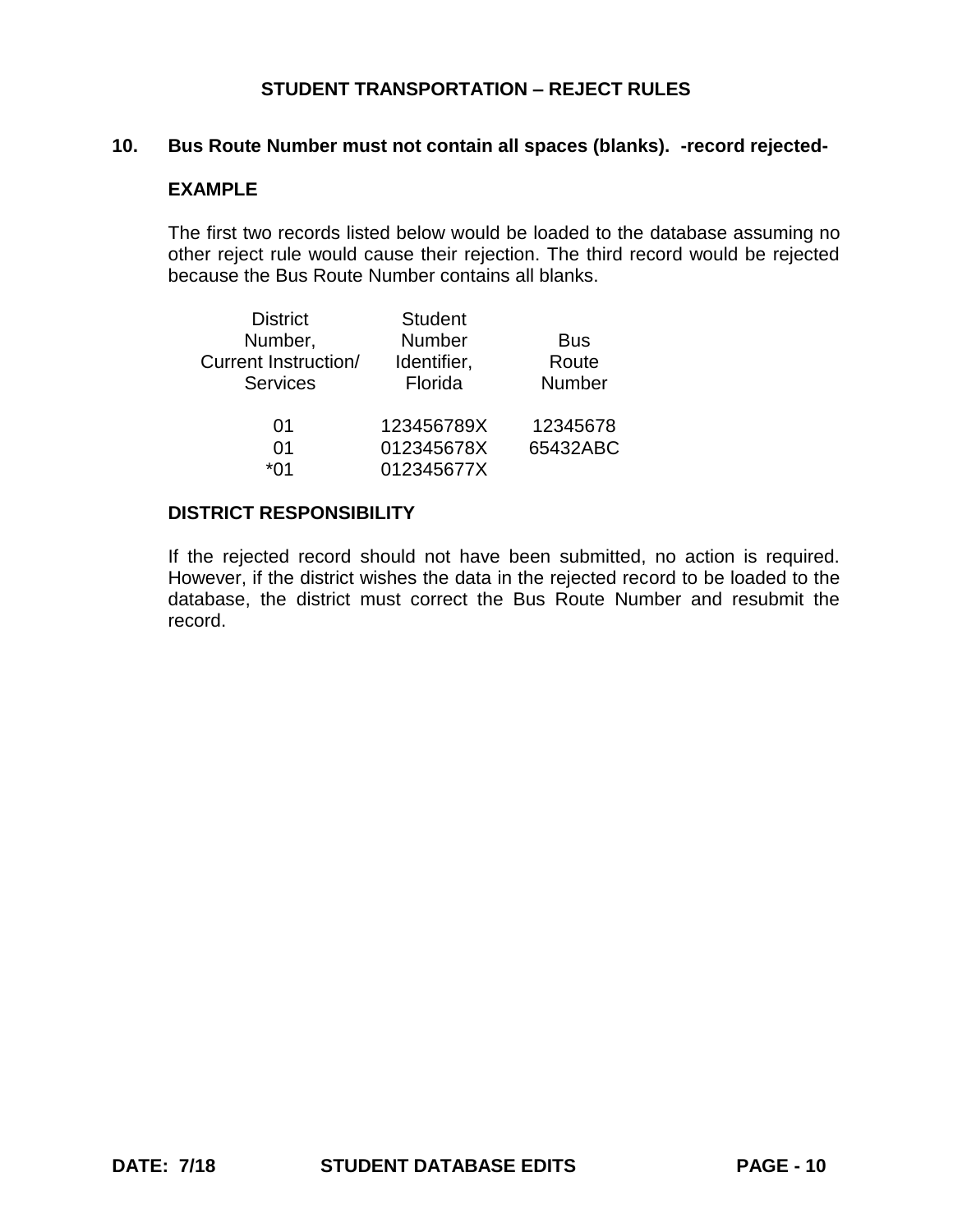## STUDENT TRANSPORTATION – REJECT RULES

### 10. Bus Route Number must not contain all spaces (blanks). -record rejected-

**EXAMPLE**

The first two records listed below would be loaded to the database assuming no other reject rule would cause their rejection. The third record would be rejected because the Bus Route Number contains all blanks.

| District Number, Current Instruction/ Services | Student Number Identifier, Florida | Bus Route Number |
|---|---|---|
| 01 | 123456789X | 12345678 |
| 01 | 012345678X | 65432ABC |
| *01 | 012345677X | |

**DISTRICT RESPONSIBILITY**

If the rejected record should not have been submitted, no action is required. However, if the district wishes the data in the rejected record to be loaded to the database, the district must correct the Bus Route Number and resubmit the record.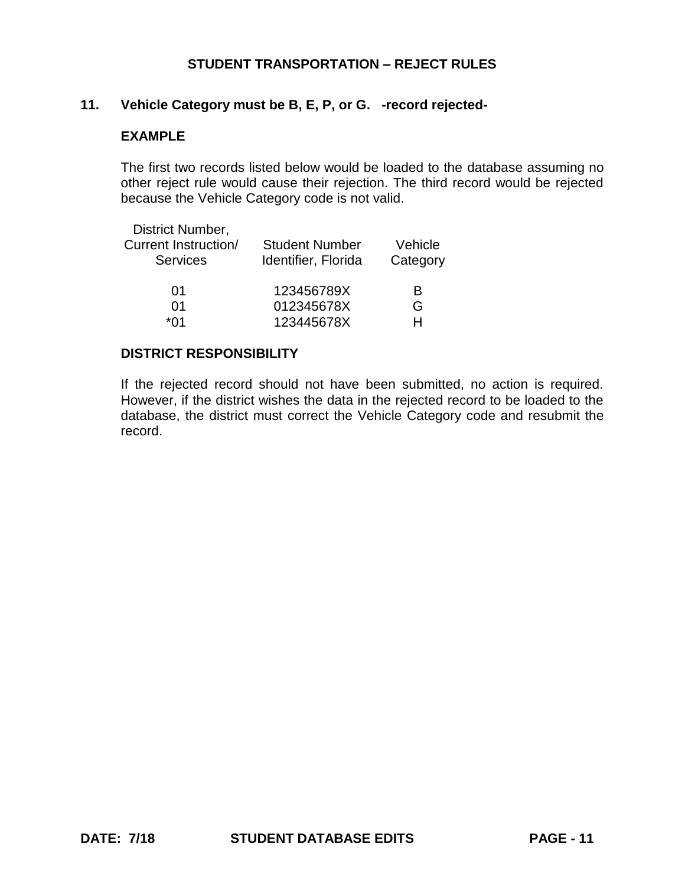## 11. Vehicle Category must be B, E, P, or G. -record rejected-

**EXAMPLE**

The first two records listed below would be loaded to the database assuming no other reject rule would cause their rejection. The third record would be rejected because the Vehicle Category code is not valid.

| District Number, Current Instruction/ Services | Student Number Identifier, Florida | Vehicle Category |
|---|---|---|
| 01 | 123456789X | B |
| 01 | 012345678X | G |
| *01 | 123445678X | H |

**DISTRICT RESPONSIBILITY**

If the rejected record should not have been submitted, no action is required. However, if the district wishes the data in the rejected record to be loaded to the database, the district must correct the Vehicle Category code and resubmit the record.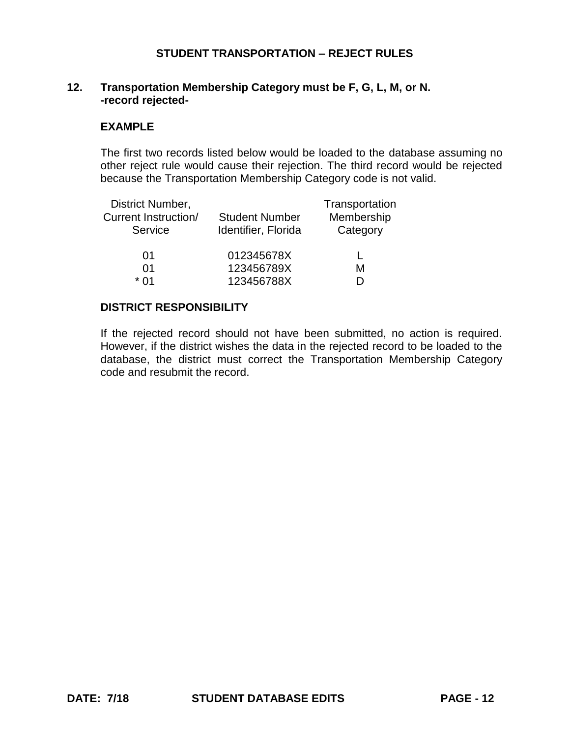## STUDENT TRANSPORTATION – REJECT RULES

**12. Transportation Membership Category must be F, G, L, M, or N. -record rejected-**

**EXAMPLE**

The first two records listed below would be loaded to the database assuming no other reject rule would cause their rejection. The third record would be rejected because the Transportation Membership Category code is not valid.

| District Number, Current Instruction/ Service | Student Number Identifier, Florida | Transportation Membership Category |
|---|---|---|
| 01 | 012345678X | L |
| 01 | 123456789X | M |
| * 01 | 123456788X | D |

**DISTRICT RESPONSIBILITY**

If the rejected record should not have been submitted, no action is required. However, if the district wishes the data in the rejected record to be loaded to the database, the district must correct the Transportation Membership Category code and resubmit the record.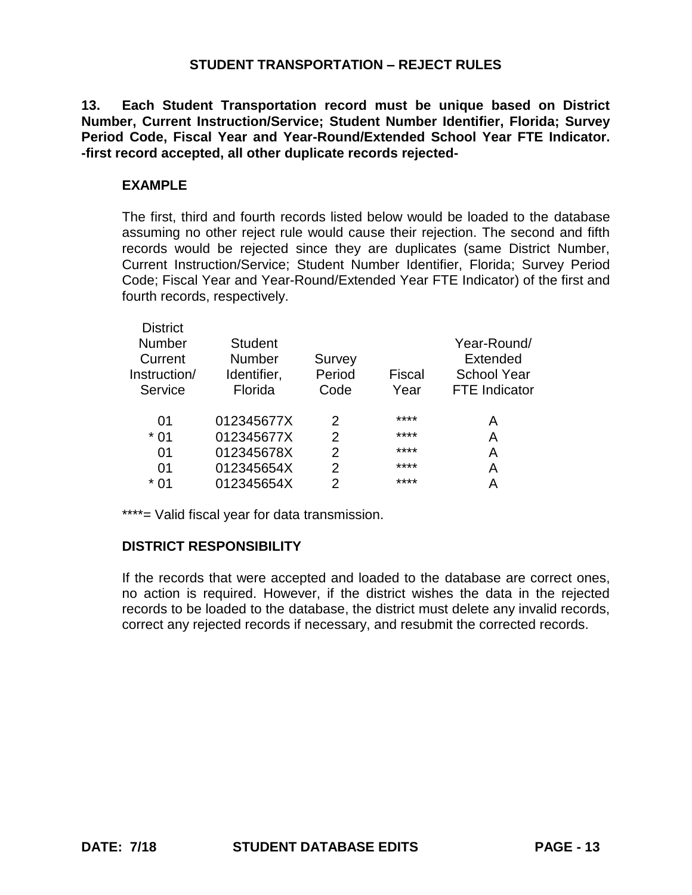## STUDENT TRANSPORTATION – REJECT RULES

**13. Each Student Transportation record must be unique based on District Number, Current Instruction/Service; Student Number Identifier, Florida; Survey Period Code, Fiscal Year and Year-Round/Extended School Year FTE Indicator. -first record accepted, all other duplicate records rejected-**

### EXAMPLE

The first, third and fourth records listed below would be loaded to the database assuming no other reject rule would cause their rejection. The second and fifth records would be rejected since they are duplicates (same District Number, Current Instruction/Service; Student Number Identifier, Florida; Survey Period Code; Fiscal Year and Year-Round/Extended Year FTE Indicator) of the first and fourth records, respectively.

| District Number Current Instruction/ Service | Student Number Identifier, Florida | Survey Period Code | Fiscal Year | Year-Round/ Extended School Year FTE Indicator |
|---|---|---|---|---|
| 01 | 012345677X | 2 | **** | A |
| * 01 | 012345677X | 2 | **** | A |
| 01 | 012345678X | 2 | **** | A |
| 01 | 012345654X | 2 | **** | A |
| * 01 | 012345654X | 2 | **** | A |

****= Valid fiscal year for data transmission.

### DISTRICT RESPONSIBILITY

If the records that were accepted and loaded to the database are correct ones, no action is required. However, if the district wishes the data in the rejected records to be loaded to the database, the district must delete any invalid records, correct any rejected records if necessary, and resubmit the corrected records.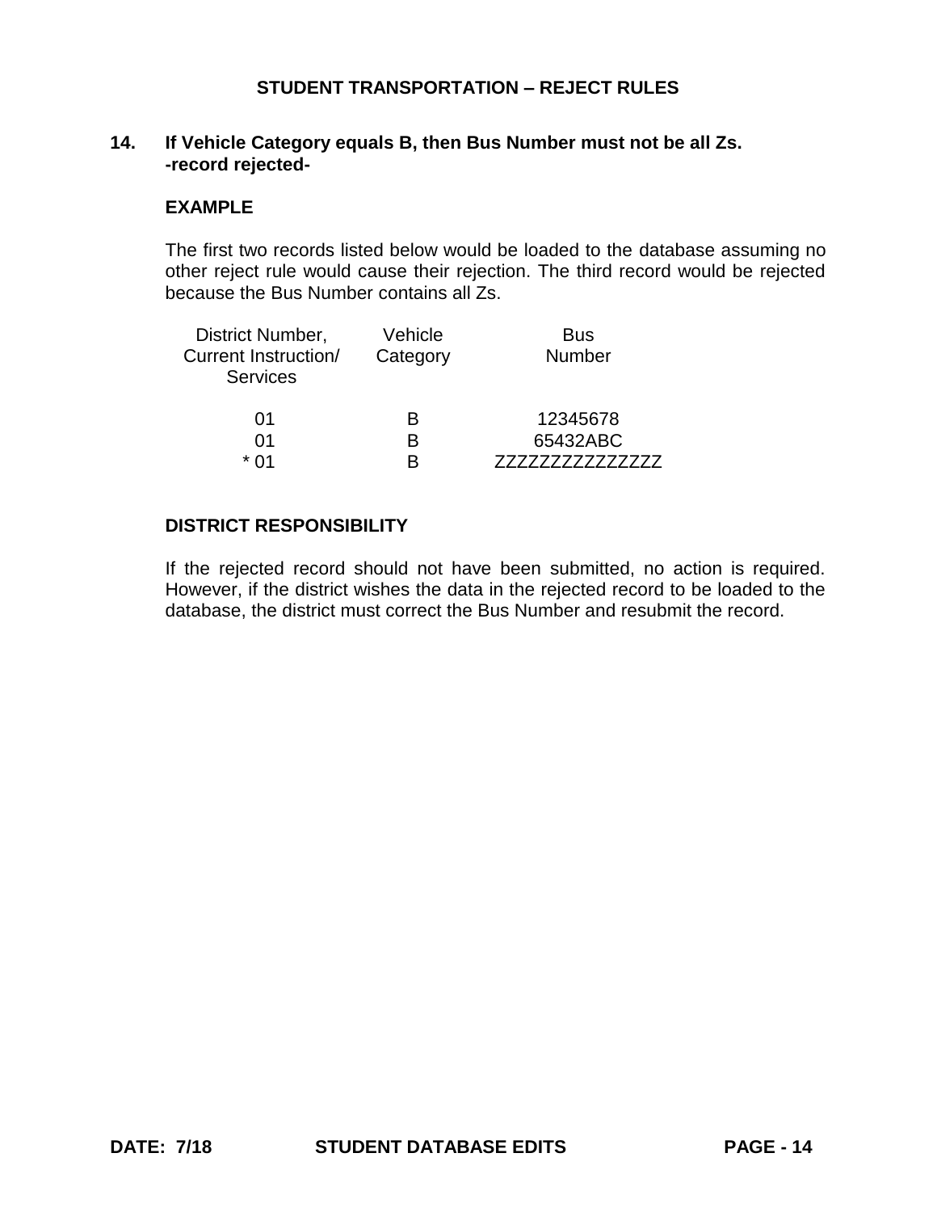## STUDENT TRANSPORTATION – REJECT RULES

**14. If Vehicle Category equals B, then Bus Number must not be all Zs.**
**-record rejected-**

**EXAMPLE**

The first two records listed below would be loaded to the database assuming no other reject rule would cause their rejection. The third record would be rejected because the Bus Number contains all Zs.

| District Number, Current Instruction/ Services | Vehicle Category | Bus Number |
|---|---|---|
| 01 | B | 12345678 |
| 01 | B | 65432ABC |
| * 01 | B | ZZZZZZZZZZZZZZZ |

**DISTRICT RESPONSIBILITY**

If the rejected record should not have been submitted, no action is required. However, if the district wishes the data in the rejected record to be loaded to the database, the district must correct the Bus Number and resubmit the record.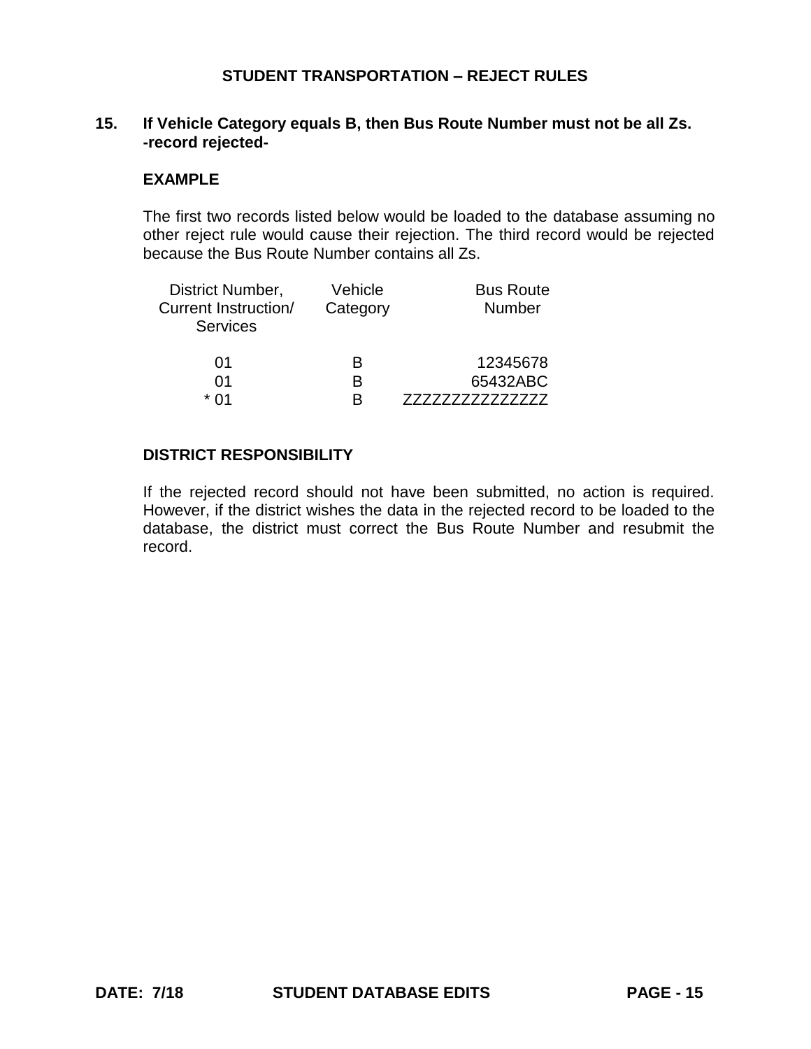## STUDENT TRANSPORTATION – REJECT RULES

### 15. If Vehicle Category equals B, then Bus Route Number must not be all Zs. -record rejected-

**EXAMPLE**

The first two records listed below would be loaded to the database assuming no other reject rule would cause their rejection. The third record would be rejected because the Bus Route Number contains all Zs.

| District Number, Current Instruction/ Services | Vehicle Category | Bus Route Number |
|---|---|---|
| 01 | B | 12345678 |
| 01 | B | 65432ABC |
| * 01 | B | ZZZZZZZZZZZZZZZ |

**DISTRICT RESPONSIBILITY**

If the rejected record should not have been submitted, no action is required. However, if the district wishes the data in the rejected record to be loaded to the database, the district must correct the Bus Route Number and resubmit the record.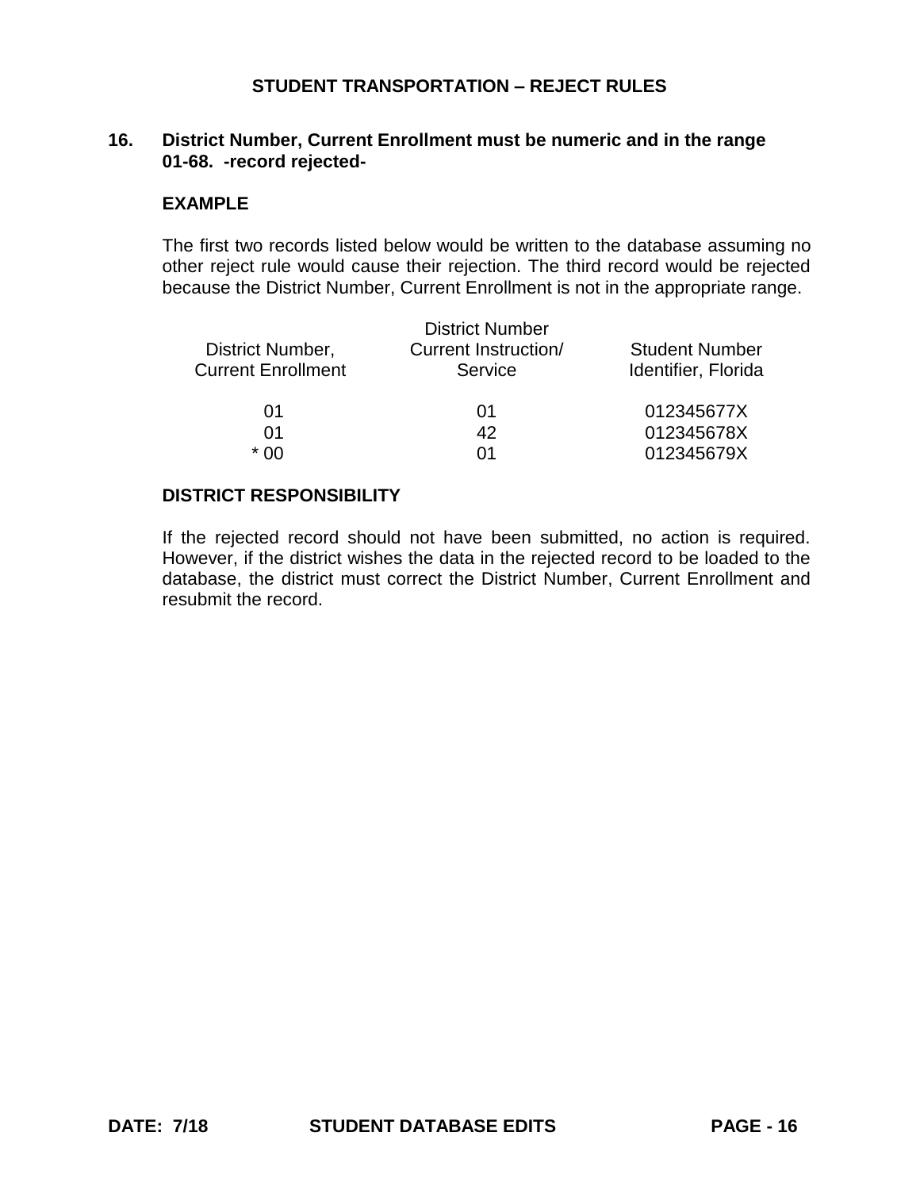# STUDENT TRANSPORTATION – REJECT RULES

**16. District Number, Current Enrollment must be numeric and in the range 01-68. -record rejected-**

**EXAMPLE**

The first two records listed below would be written to the database assuming no other reject rule would cause their rejection. The third record would be rejected because the District Number, Current Enrollment is not in the appropriate range.

| District Number, Current Enrollment | District Number Current Instruction/ Service | Student Number Identifier, Florida |
|---|---|---|
| 01 | 01 | 012345677X |
| 01 | 42 | 012345678X |
| * 00 | 01 | 012345679X |

**DISTRICT RESPONSIBILITY**

If the rejected record should not have been submitted, no action is required. However, if the district wishes the data in the rejected record to be loaded to the database, the district must correct the District Number, Current Enrollment and resubmit the record.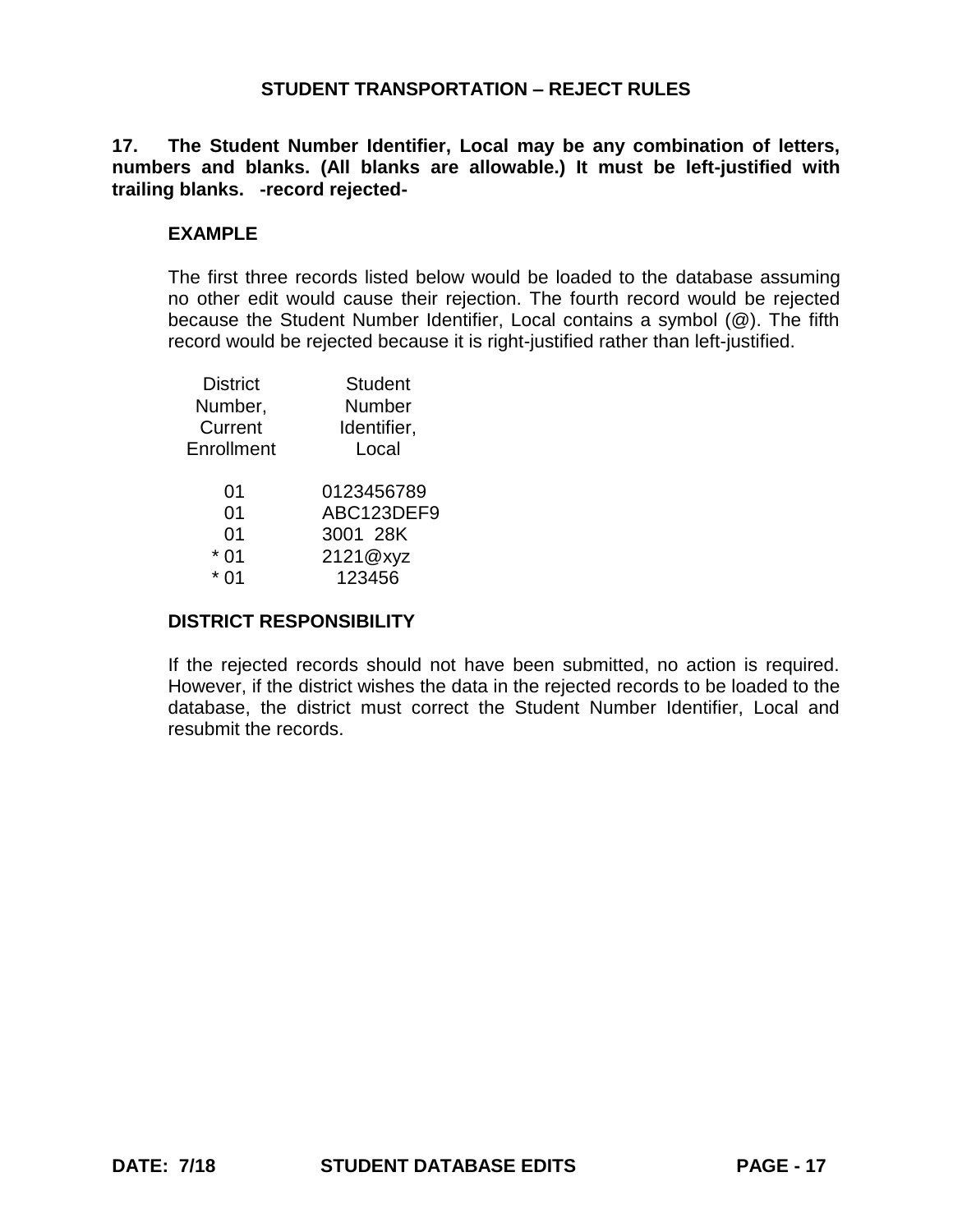## STUDENT TRANSPORTATION – REJECT RULES

**17. The Student Number Identifier, Local may be any combination of letters, numbers and blanks. (All blanks are allowable.) It must be left-justified with trailing blanks. -record rejected-**

### EXAMPLE

The first three records listed below would be loaded to the database assuming no other edit would cause their rejection. The fourth record would be rejected because the Student Number Identifier, Local contains a symbol (@). The fifth record would be rejected because it is right-justified rather than left-justified.

| District Number, Current Enrollment | Student Number Identifier, Local |
|---|---|
| 01 | 0123456789 |
| 01 | ABC123DEF9 |
| 01 | 3001  28K |
| * 01 | 2121@xyz |
| * 01 |     123456 |

### DISTRICT RESPONSIBILITY

If the rejected records should not have been submitted, no action is required. However, if the district wishes the data in the rejected records to be loaded to the database, the district must correct the Student Number Identifier, Local and resubmit the records.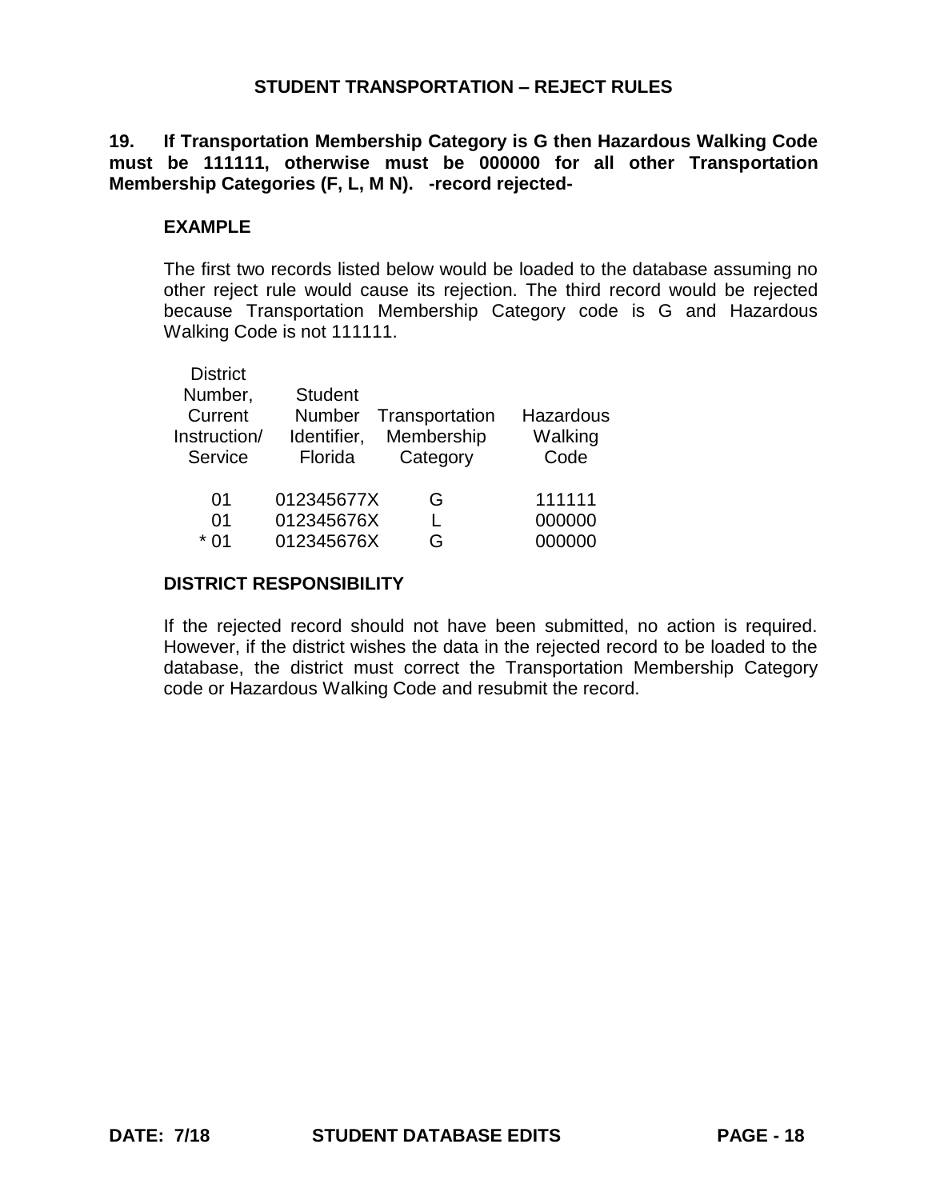## STUDENT TRANSPORTATION – REJECT RULES

**19. If Transportation Membership Category is G then Hazardous Walking Code must be 111111, otherwise must be 000000 for all other Transportation Membership Categories (F, L, M N). -record rejected-**

### EXAMPLE

The first two records listed below would be loaded to the database assuming no other reject rule would cause its rejection. The third record would be rejected because Transportation Membership Category code is G and Hazardous Walking Code is not 111111.

| District Number, Current Instruction/ Service | Student Number Identifier, Florida | Transportation Membership Category | Hazardous Walking Code |
|---|---|---|---|
| 01 | 012345677X | G | 111111 |
| 01 | 012345676X | L | 000000 |
| * 01 | 012345676X | G | 000000 |

### DISTRICT RESPONSIBILITY

If the rejected record should not have been submitted, no action is required. However, if the district wishes the data in the rejected record to be loaded to the database, the district must correct the Transportation Membership Category code or Hazardous Walking Code and resubmit the record.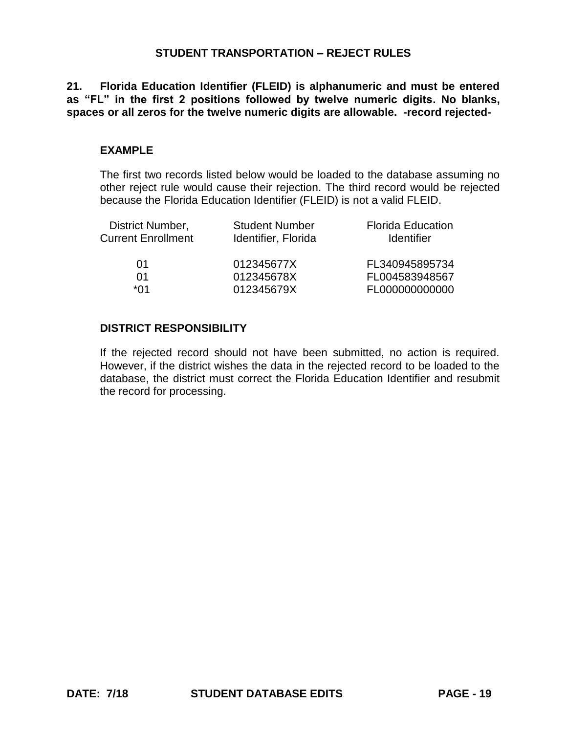## STUDENT TRANSPORTATION – REJECT RULES

**21. Florida Education Identifier (FLEID) is alphanumeric and must be entered as "FL" in the first 2 positions followed by twelve numeric digits. No blanks, spaces or all zeros for the twelve numeric digits are allowable. -record rejected-**

### EXAMPLE

The first two records listed below would be loaded to the database assuming no other reject rule would cause their rejection. The third record would be rejected because the Florida Education Identifier (FLEID) is not a valid FLEID.

| District Number, Current Enrollment | Student Number Identifier, Florida | Florida Education Identifier |
|---|---|---|
| 01 | 012345677X | FL340945895734 |
| 01 | 012345678X | FL004583948567 |
| *01 | 012345679X | FL000000000000 |

### DISTRICT RESPONSIBILITY

If the rejected record should not have been submitted, no action is required. However, if the district wishes the data in the rejected record to be loaded to the database, the district must correct the Florida Education Identifier and resubmit the record for processing.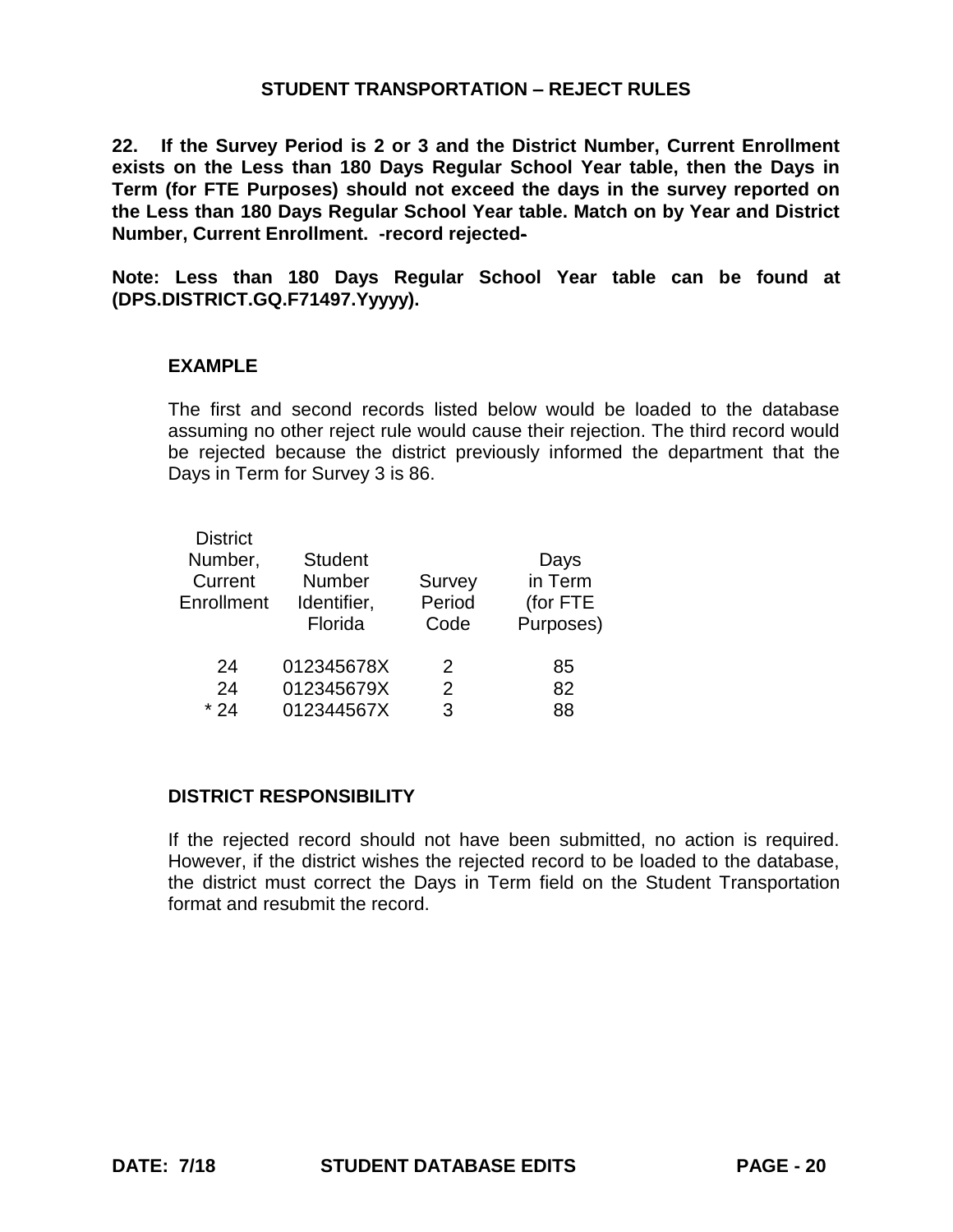## STUDENT TRANSPORTATION – REJECT RULES

**22. If the Survey Period is 2 or 3 and the District Number, Current Enrollment exists on the Less than 180 Days Regular School Year table, then the Days in Term (for FTE Purposes) should not exceed the days in the survey reported on the Less than 180 Days Regular School Year table. Match on by Year and District Number, Current Enrollment. -record rejected-**

**Note: Less than 180 Days Regular School Year table can be found at (DPS.DISTRICT.GQ.F71497.Yyyyy).**

### EXAMPLE

The first and second records listed below would be loaded to the database assuming no other reject rule would cause their rejection. The third record would be rejected because the district previously informed the department that the Days in Term for Survey 3 is 86.

| District Number, Current Enrollment | Student Number Identifier, Florida | Survey Period Code | Days in Term (for FTE Purposes) |
|---|---|---|---|
| 24 | 012345678X | 2 | 85 |
| 24 | 012345679X | 2 | 82 |
| * 24 | 012344567X | 3 | 88 |

### DISTRICT RESPONSIBILITY

If the rejected record should not have been submitted, no action is required. However, if the district wishes the rejected record to be loaded to the database, the district must correct the Days in Term field on the Student Transportation format and resubmit the record.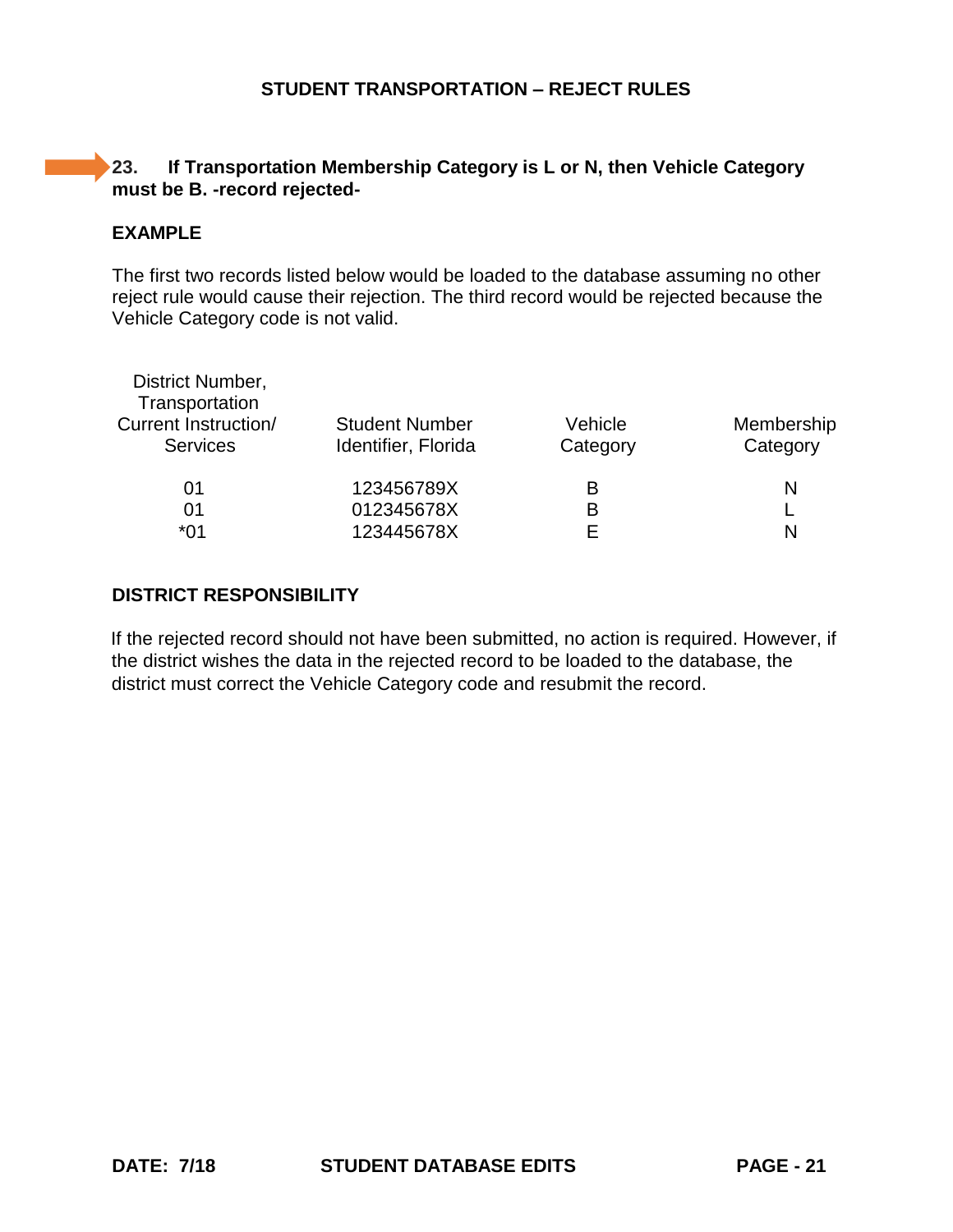# STUDENT TRANSPORTATION – REJECT RULES

**23. If Transportation Membership Category is L or N, then Vehicle Category must be B. -record rejected-**

**EXAMPLE**

The first two records listed below would be loaded to the database assuming no other reject rule would cause their rejection. The third record would be rejected because the Vehicle Category code is not valid.

| District Number, Transportation Current Instruction/ Services | Student Number Identifier, Florida | Vehicle Category | Membership Category |
|---|---|---|---|
| 01 | 123456789X | B | N |
| 01 | 012345678X | B | L |
| *01 | 123445678X | E | N |

**DISTRICT RESPONSIBILITY**

If the rejected record should not have been submitted, no action is required. However, if the district wishes the data in the rejected record to be loaded to the database, the district must correct the Vehicle Category code and resubmit the record.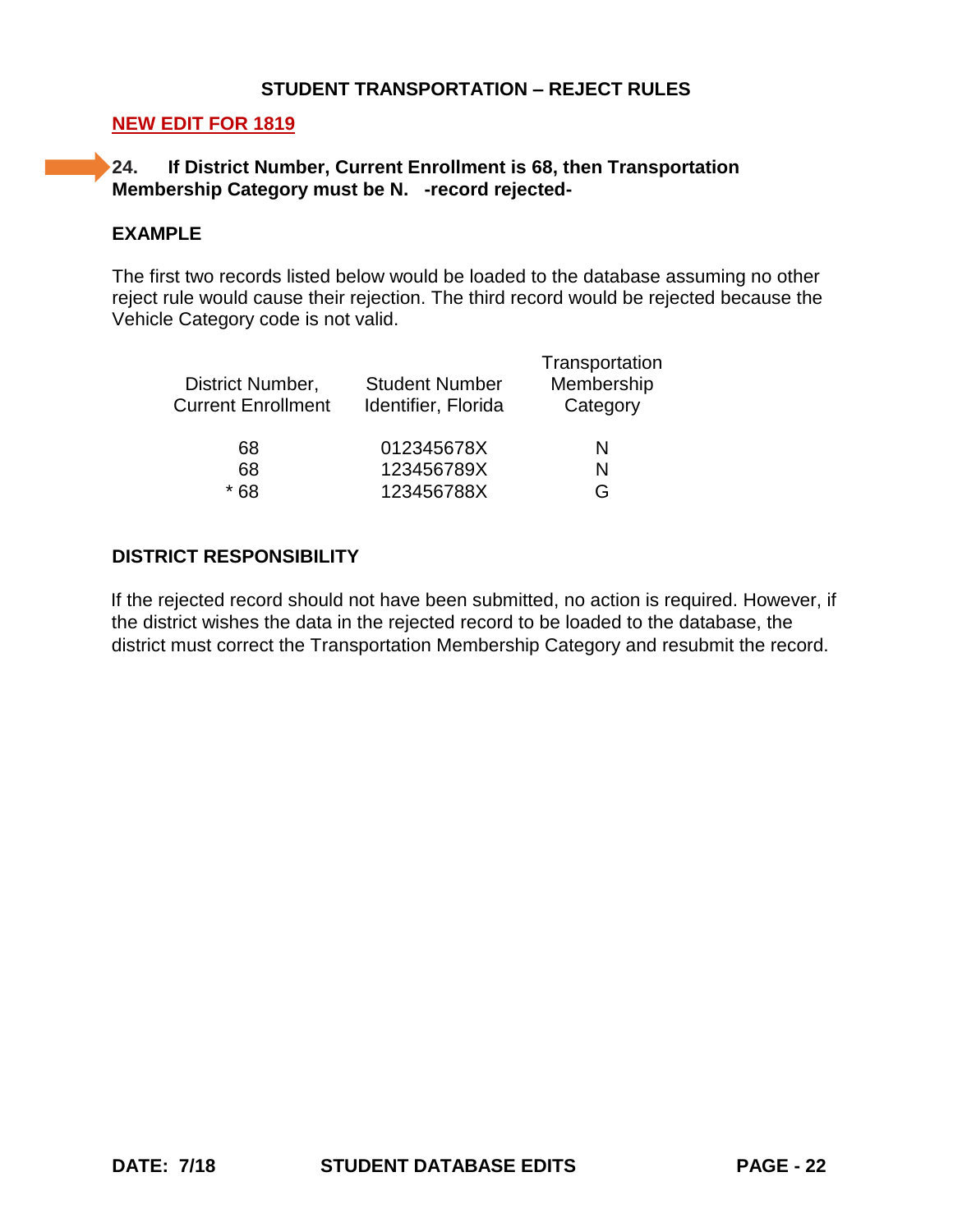### STUDENT TRANSPORTATION – REJECT RULES

**NEW EDIT FOR 1819**

**24. If District Number, Current Enrollment is 68, then Transportation Membership Category must be N. -record rejected-**

**EXAMPLE**

The first two records listed below would be loaded to the database assuming no other reject rule would cause their rejection. The third record would be rejected because the Vehicle Category code is not valid.

| District Number, Current Enrollment | Student Number Identifier, Florida | Transportation Membership Category |
|---|---|---|
| 68 | 012345678X | N |
| 68 | 123456789X | N |
| * 68 | 123456788X | G |

**DISTRICT RESPONSIBILITY**

If the rejected record should not have been submitted, no action is required. However, if the district wishes the data in the rejected record to be loaded to the database, the district must correct the Transportation Membership Category and resubmit the record.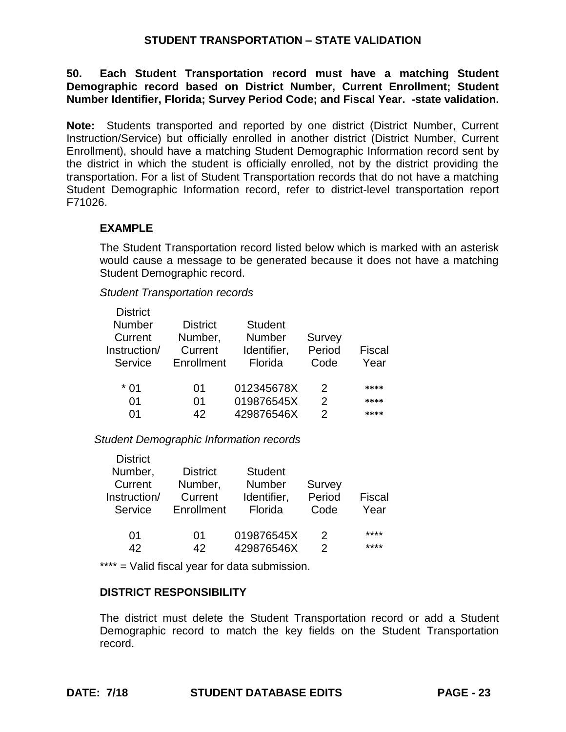## STUDENT TRANSPORTATION – STATE VALIDATION

**50. Each Student Transportation record must have a matching Student Demographic record based on District Number, Current Enrollment; Student Number Identifier, Florida; Survey Period Code; and Fiscal Year. -state validation.**

**Note:** Students transported and reported by one district (District Number, Current Instruction/Service) but officially enrolled in another district (District Number, Current Enrollment), should have a matching Student Demographic Information record sent by the district in which the student is officially enrolled, not by the district providing the transportation. For a list of Student Transportation records that do not have a matching Student Demographic Information record, refer to district-level transportation report F71026.

### EXAMPLE

The Student Transportation record listed below which is marked with an asterisk would cause a message to be generated because it does not have a matching Student Demographic record.

*Student Transportation records*

| District Number Current Instruction/ Service | District Number, Current Enrollment | Student Number Identifier, Florida | Survey Period Code | Fiscal Year |
|---|---|---|---|---|
| * 01 | 01 | 012345678X | 2 | **** |
| 01 | 01 | 019876545X | 2 | **** |
| 01 | 42 | 429876546X | 2 | **** |

*Student Demographic Information records*

| District Number, Current Instruction/ Service | District Number, Current Enrollment | Student Number Identifier, Florida | Survey Period Code | Fiscal Year |
|---|---|---|---|---|
| 01 | 01 | 019876545X | 2 | **** |
| 42 | 42 | 429876546X | 2 | **** |

**** = Valid fiscal year for data submission.

### DISTRICT RESPONSIBILITY

The district must delete the Student Transportation record or add a Student Demographic record to match the key fields on the Student Transportation record.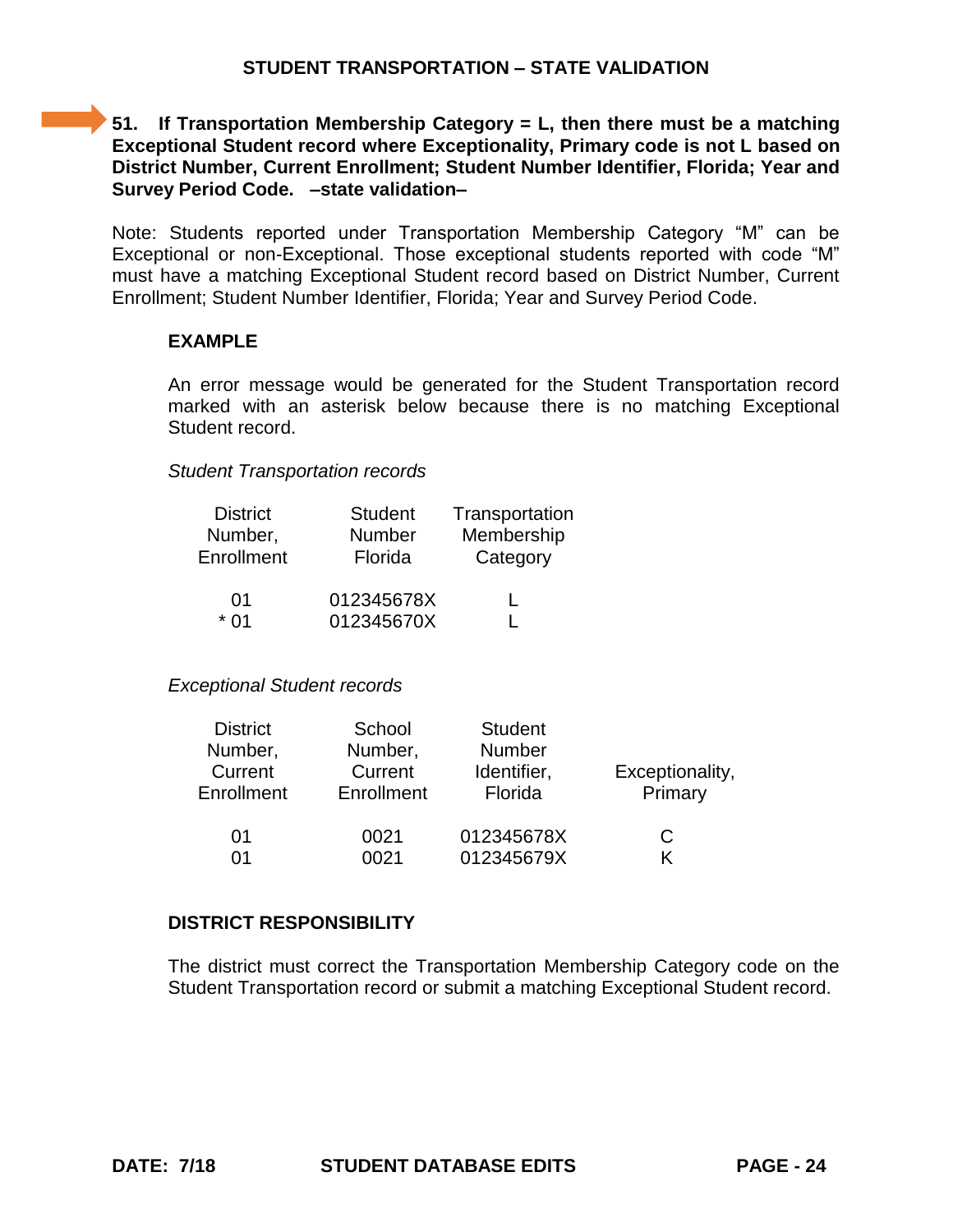# STUDENT TRANSPORTATION – STATE VALIDATION

**51. If Transportation Membership Category = L, then there must be a matching Exceptional Student record where Exceptionality, Primary code is not L based on District Number, Current Enrollment; Student Number Identifier, Florida; Year and Survey Period Code. –state validation–**

Note: Students reported under Transportation Membership Category "M" can be Exceptional or non-Exceptional. Those exceptional students reported with code "M" must have a matching Exceptional Student record based on District Number, Current Enrollment; Student Number Identifier, Florida; Year and Survey Period Code.

**EXAMPLE**

An error message would be generated for the Student Transportation record marked with an asterisk below because there is no matching Exceptional Student record.

*Student Transportation records*

| District Number, Enrollment | Student Number Florida | Transportation Membership Category |
|---|---|---|
| 01 | 012345678X | L |
| * 01 | 012345670X | L |

*Exceptional Student records*

| District Number, Current Enrollment | School Number, Current Enrollment | Student Number Identifier, Florida | Exceptionality, Primary |
|---|---|---|---|
| 01 | 0021 | 012345678X | C |
| 01 | 0021 | 012345679X | K |

**DISTRICT RESPONSIBILITY**

The district must correct the Transportation Membership Category code on the Student Transportation record or submit a matching Exceptional Student record.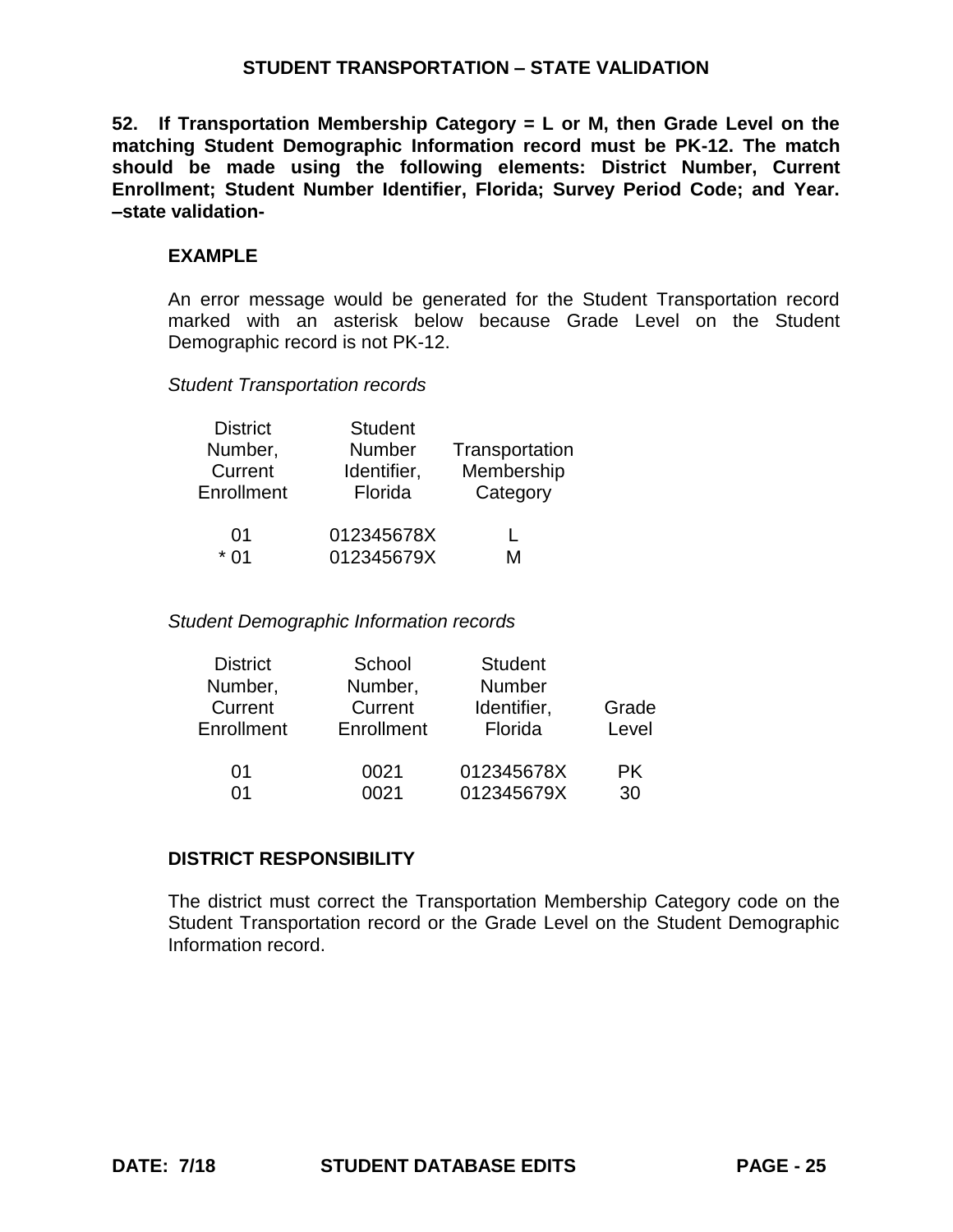**52. If Transportation Membership Category = L or M, then Grade Level on the matching Student Demographic Information record must be PK-12. The match should be made using the following elements: District Number, Current Enrollment; Student Number Identifier, Florida; Survey Period Code; and Year. –state validation-**

**EXAMPLE**

An error message would be generated for the Student Transportation record marked with an asterisk below because Grade Level on the Student Demographic record is not PK-12.

*Student Transportation records*

| District Number, Current Enrollment | Student Number Identifier, Florida | Transportation Membership Category |
|---|---|---|
| 01 | 012345678X | L |
| * 01 | 012345679X | M |

*Student Demographic Information records*

| District Number, Current Enrollment | School Number, Current Enrollment | Student Number Identifier, Florida | Grade Level |
|---|---|---|---|
| 01 | 0021 | 012345678X | PK |
| 01 | 0021 | 012345679X | 30 |

**DISTRICT RESPONSIBILITY**

The district must correct the Transportation Membership Category code on the Student Transportation record or the Grade Level on the Student Demographic Information record.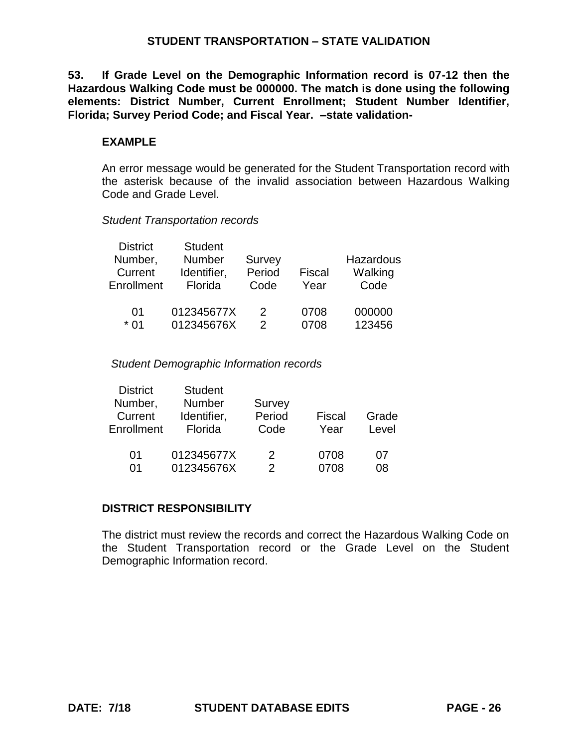**53. If Grade Level on the Demographic Information record is 07-12 then the Hazardous Walking Code must be 000000. The match is done using the following elements: District Number, Current Enrollment; Student Number Identifier, Florida; Survey Period Code; and Fiscal Year. –state validation-**

**EXAMPLE**

An error message would be generated for the Student Transportation record with the asterisk because of the invalid association between Hazardous Walking Code and Grade Level.

*Student Transportation records*

| District Number, Current Enrollment | Student Number Identifier, Florida | Survey Period Code | Fiscal Year | Hazardous Walking Code |
|---|---|---|---|---|
| 01 | 012345677X | 2 | 0708 | 000000 |
| * 01 | 012345676X | 2 | 0708 | 123456 |

*Student Demographic Information records*

| District Number, Current Enrollment | Student Number Identifier, Florida | Survey Period Code | Fiscal Year | Grade Level |
|---|---|---|---|---|
| 01 | 012345677X | 2 | 0708 | 07 |
| 01 | 012345676X | 2 | 0708 | 08 |

**DISTRICT RESPONSIBILITY**

The district must review the records and correct the Hazardous Walking Code on the Student Transportation record or the Grade Level on the Student Demographic Information record.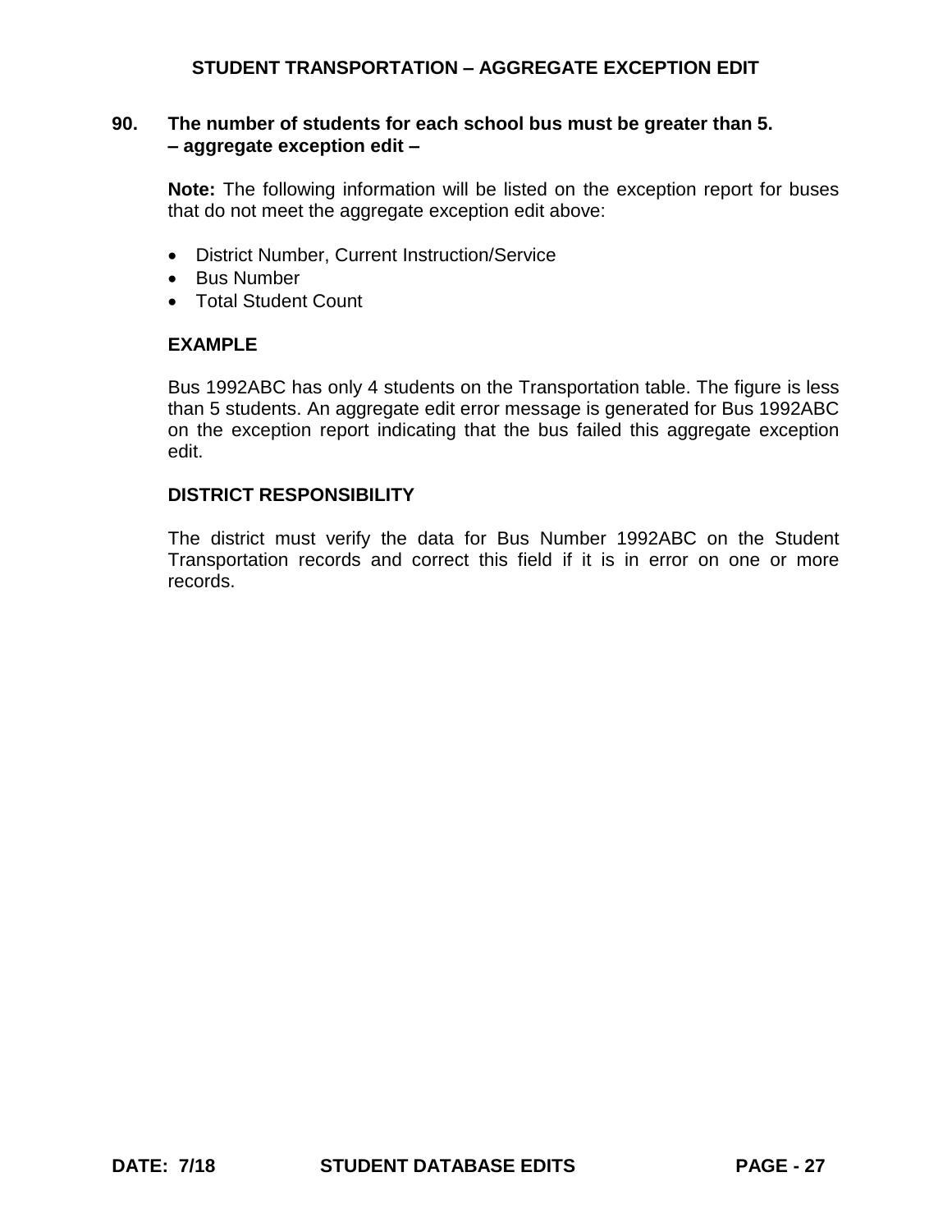## STUDENT TRANSPORTATION – AGGREGATE EXCEPTION EDIT

### 90. The number of students for each school bus must be greater than 5. – aggregate exception edit –

**Note:** The following information will be listed on the exception report for buses that do not meet the aggregate exception edit above:

- District Number, Current Instruction/Service
- Bus Number
- Total Student Count

**EXAMPLE**

Bus 1992ABC has only 4 students on the Transportation table. The figure is less than 5 students. An aggregate edit error message is generated for Bus 1992ABC on the exception report indicating that the bus failed this aggregate exception edit.

**DISTRICT RESPONSIBILITY**

The district must verify the data for Bus Number 1992ABC on the Student Transportation records and correct this field if it is in error on one or more records.